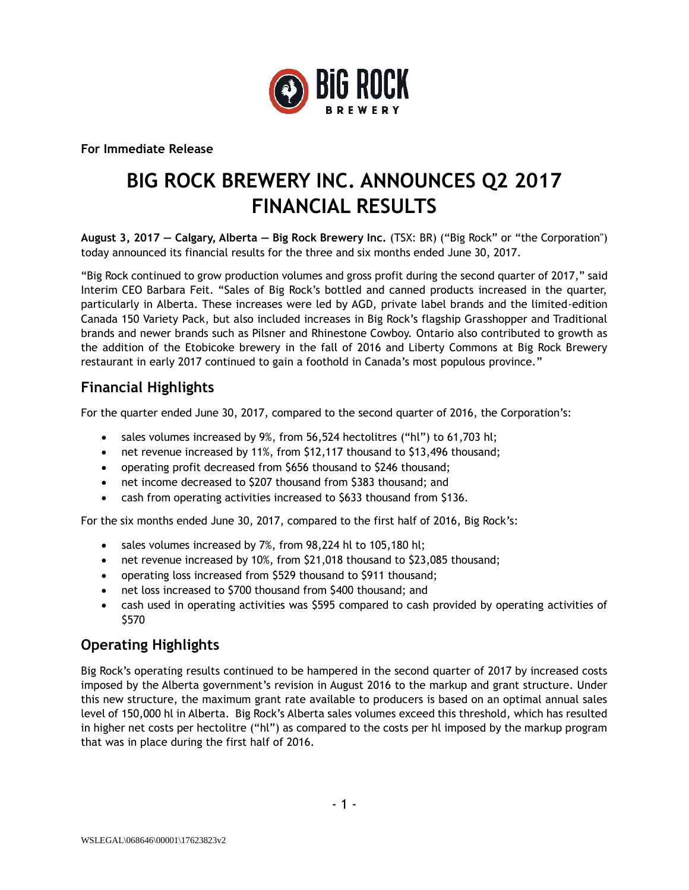**For Immediate Release**

# BIG ROCK BREWERY INC. ANNOUNCES Q2 2017 FINANCIAL RESULTS

**August 3, 2017 — Calgary, Alberta — Big Rock Brewery Inc.** (TSX: BR) ("Big Rock" or "the Corporation") today announced its financial results for the three and six months ended June 30, 2017.

"Big Rock continued to grow production volumes and gross profit during the second quarter of 2017," said Interim CEO Barbara Feit. "Sales of Big Rock's bottled and canned products increased in the quarter, particularly in Alberta. These increases were led by AGD, private label brands and the limited-edition Canada 150 Variety Pack, but also included increases in Big Rock's flagship Grasshopper and Traditional brands and newer brands such as Pilsner and Rhinestone Cowboy. Ontario also contributed to growth as the addition of the Etobicoke brewery in the fall of 2016 and Liberty Commons at Big Rock Brewery restaurant in early 2017 continued to gain a foothold in Canada's most populous province."

## Financial Highlights

For the quarter ended June 30, 2017, compared to the second quarter of 2016, the Corporation's:

- sales volumes increased by 9%, from 56,524 hectolitres ("hl") to 61,703 hl;
- net revenue increased by 11%, from $12,117 thousand to $13,496 thousand;
- operating profit decreased from $656 thousand to $246 thousand;
- net income decreased to $207 thousand from $383 thousand; and
- cash from operating activities increased to $633 thousand from $136.

For the six months ended June 30, 2017, compared to the first half of 2016, Big Rock's:

- sales volumes increased by 7%, from 98,224 hl to 105,180 hl;
- net revenue increased by 10%, from $21,018 thousand to $23,085 thousand;
- operating loss increased from $529 thousand to $911 thousand;
- net loss increased to $700 thousand from $400 thousand; and
- cash used in operating activities was $595 compared to cash provided by operating activities of $570

## Operating Highlights

Big Rock's operating results continued to be hampered in the second quarter of 2017 by increased costs imposed by the Alberta government's revision in August 2016 to the markup and grant structure. Under this new structure, the maximum grant rate available to producers is based on an optimal annual sales level of 150,000 hl in Alberta. Big Rock's Alberta sales volumes exceed this threshold, which has resulted in higher net costs per hectolitre ("hl") as compared to the costs per hl imposed by the markup program that was in place during the first half of 2016.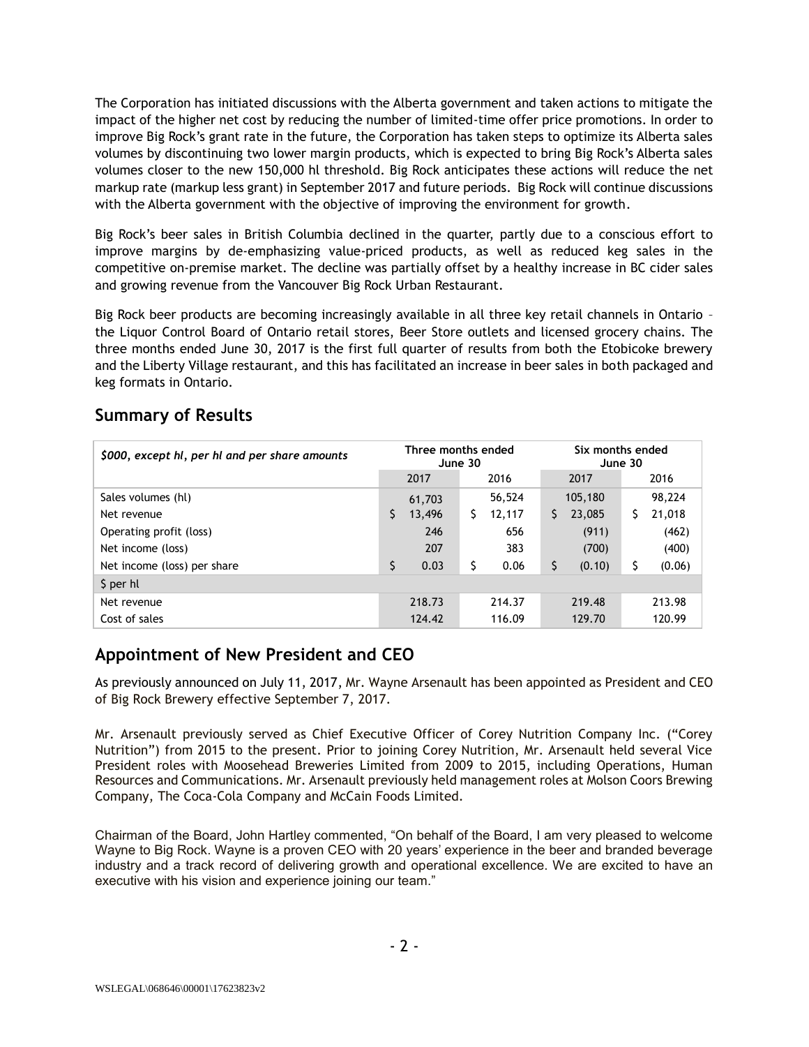The Corporation has initiated discussions with the Alberta government and taken actions to mitigate the impact of the higher net cost by reducing the number of limited-time offer price promotions. In order to improve Big Rock's grant rate in the future, the Corporation has taken steps to optimize its Alberta sales volumes by discontinuing two lower margin products, which is expected to bring Big Rock's Alberta sales volumes closer to the new 150,000 hl threshold. Big Rock anticipates these actions will reduce the net markup rate (markup less grant) in September 2017 and future periods. Big Rock will continue discussions with the Alberta government with the objective of improving the environment for growth.

Big Rock's beer sales in British Columbia declined in the quarter, partly due to a conscious effort to improve margins by de-emphasizing value-priced products, as well as reduced keg sales in the competitive on-premise market. The decline was partially offset by a healthy increase in BC cider sales and growing revenue from the Vancouver Big Rock Urban Restaurant.

Big Rock beer products are becoming increasingly available in all three key retail channels in Ontario – the Liquor Control Board of Ontario retail stores, Beer Store outlets and licensed grocery chains. The three months ended June 30, 2017 is the first full quarter of results from both the Etobicoke brewery and the Liberty Village restaurant, and this has facilitated an increase in beer sales in both packaged and keg formats in Ontario.

## Summary of Results

| *$000, except hl, per hl and per share amounts* | Three months ended June 30 | | Six months ended June 30 | |
|---|---|---|---|---|
| | 2017 | 2016 | 2017 | 2016 |
| Sales volumes (hl) | 61,703 | 56,524 | 105,180 | 98,224 |
| Net revenue | $ 13,496 | $ 12,117 | $ 23,085 | $ 21,018 |
| Operating profit (loss) | 246 | 656 | (911) | (462) |
| Net income (loss) | 207 | 383 | (700) | (400) |
| Net income (loss) per share | $ 0.03 | $ 0.06 | $ (0.10) | $ (0.06) |
| $ per hl | | | | |
| Net revenue | 218.73 | 214.37 | 219.48 | 213.98 |
| Cost of sales | 124.42 | 116.09 | 129.70 | 120.99 |

## Appointment of New President and CEO

As previously announced on July 11, 2017, Mr. Wayne Arsenault has been appointed as President and CEO of Big Rock Brewery effective September 7, 2017.

Mr. Arsenault previously served as Chief Executive Officer of Corey Nutrition Company Inc. ("Corey Nutrition") from 2015 to the present. Prior to joining Corey Nutrition, Mr. Arsenault held several Vice President roles with Moosehead Breweries Limited from 2009 to 2015, including Operations, Human Resources and Communications. Mr. Arsenault previously held management roles at Molson Coors Brewing Company, The Coca-Cola Company and McCain Foods Limited.

Chairman of the Board, John Hartley commented, "On behalf of the Board, I am very pleased to welcome Wayne to Big Rock. Wayne is a proven CEO with 20 years' experience in the beer and branded beverage industry and a track record of delivering growth and operational excellence. We are excited to have an executive with his vision and experience joining our team."

WSLEGAL\068646\00001\17623823v2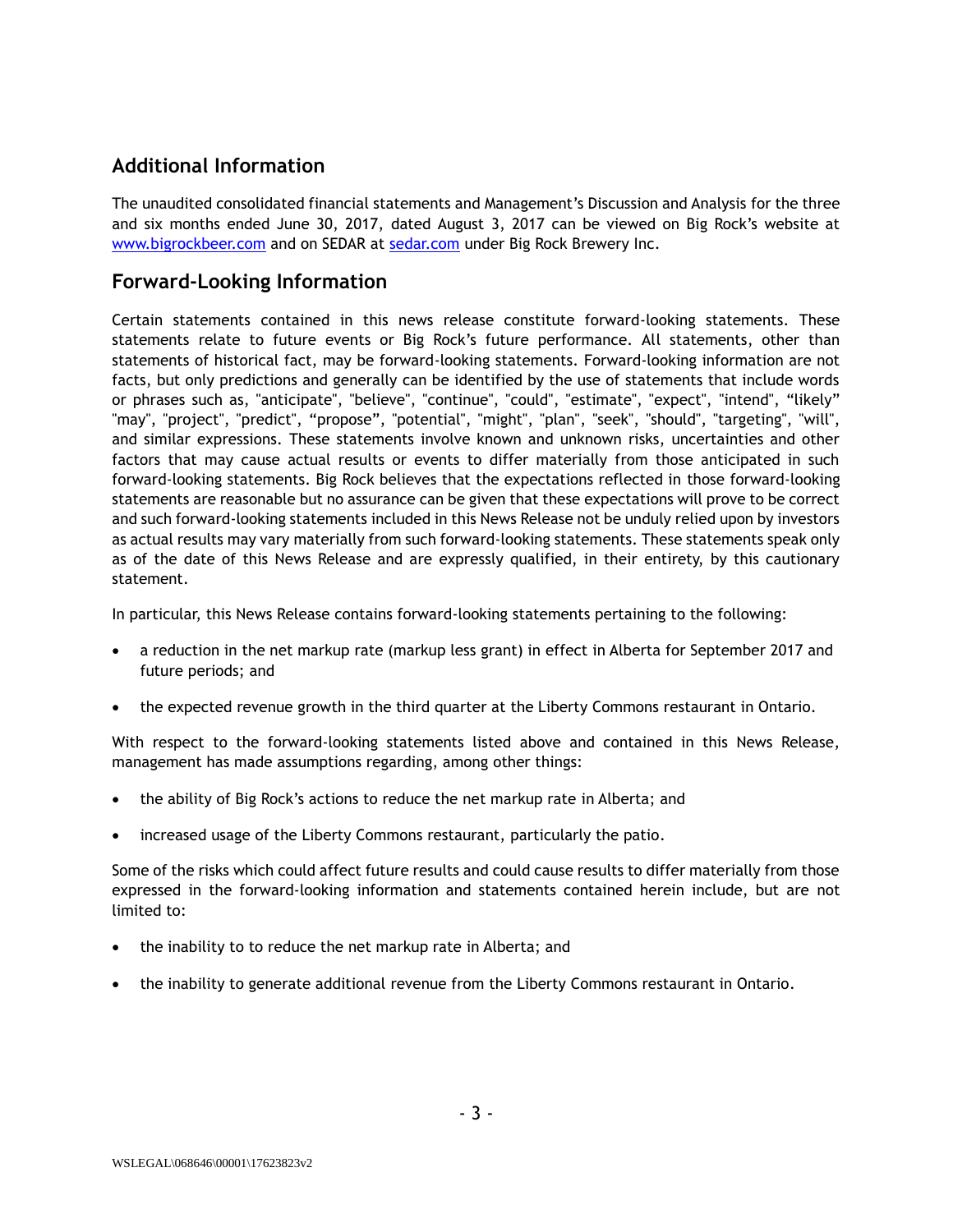## Additional Information

The unaudited consolidated financial statements and Management's Discussion and Analysis for the three and six months ended June 30, 2017, dated August 3, 2017 can be viewed on Big Rock's website at [www.bigrockbeer.com](http://www.bigrockbeer.com) and on SEDAR at [sedar.com](http://sedar.com) under Big Rock Brewery Inc.

## Forward-Looking Information

Certain statements contained in this news release constitute forward-looking statements. These statements relate to future events or Big Rock's future performance. All statements, other than statements of historical fact, may be forward-looking statements. Forward-looking information are not facts, but only predictions and generally can be identified by the use of statements that include words or phrases such as, "anticipate", "believe", "continue", "could", "estimate", "expect", "intend", "likely" "may", "project", "predict", "propose", "potential", "might", "plan", "seek", "should", "targeting", "will", and similar expressions. These statements involve known and unknown risks, uncertainties and other factors that may cause actual results or events to differ materially from those anticipated in such forward-looking statements. Big Rock believes that the expectations reflected in those forward-looking statements are reasonable but no assurance can be given that these expectations will prove to be correct and such forward-looking statements included in this News Release not be unduly relied upon by investors as actual results may vary materially from such forward-looking statements. These statements speak only as of the date of this News Release and are expressly qualified, in their entirety, by this cautionary statement.

In particular, this News Release contains forward-looking statements pertaining to the following:

- a reduction in the net markup rate (markup less grant) in effect in Alberta for September 2017 and future periods; and
- the expected revenue growth in the third quarter at the Liberty Commons restaurant in Ontario.

With respect to the forward-looking statements listed above and contained in this News Release, management has made assumptions regarding, among other things:

- the ability of Big Rock's actions to reduce the net markup rate in Alberta; and
- increased usage of the Liberty Commons restaurant, particularly the patio.

Some of the risks which could affect future results and could cause results to differ materially from those expressed in the forward-looking information and statements contained herein include, but are not limited to:

- the inability to to reduce the net markup rate in Alberta; and
- the inability to generate additional revenue from the Liberty Commons restaurant in Ontario.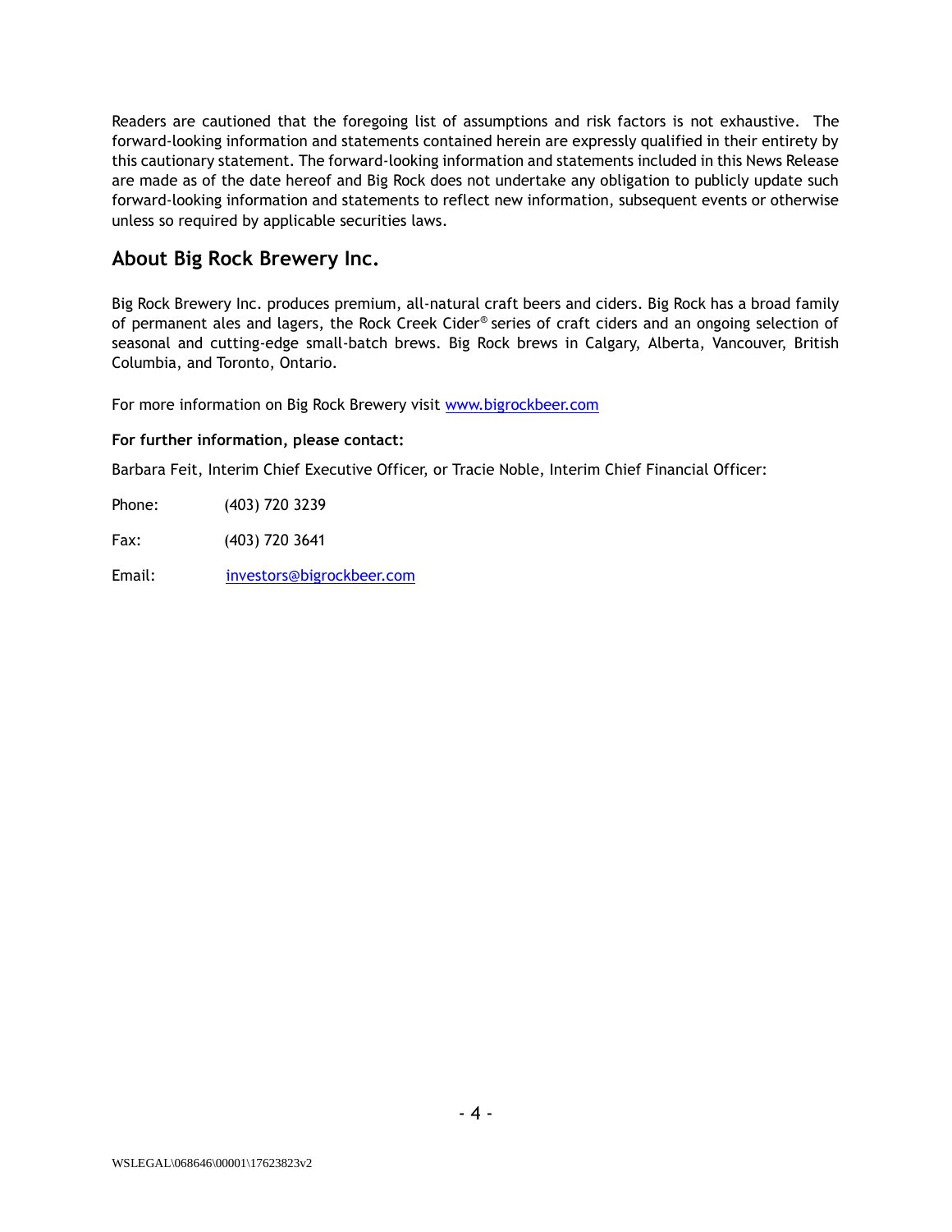Readers are cautioned that the foregoing list of assumptions and risk factors is not exhaustive. The forward-looking information and statements contained herein are expressly qualified in their entirety by this cautionary statement. The forward-looking information and statements included in this News Release are made as of the date hereof and Big Rock does not undertake any obligation to publicly update such forward-looking information and statements to reflect new information, subsequent events or otherwise unless so required by applicable securities laws.

## About Big Rock Brewery Inc.

Big Rock Brewery Inc. produces premium, all-natural craft beers and ciders. Big Rock has a broad family of permanent ales and lagers, the Rock Creek Cider® series of craft ciders and an ongoing selection of seasonal and cutting-edge small-batch brews. Big Rock brews in Calgary, Alberta, Vancouver, British Columbia, and Toronto, Ontario.

For more information on Big Rock Brewery visit www.bigrockbeer.com

**For further information, please contact:**

Barbara Feit, Interim Chief Executive Officer, or Tracie Noble, Interim Chief Financial Officer:

Phone: (403) 720 3239

Fax: (403) 720 3641

Email: investors@bigrockbeer.com

WSLEGAL\068646\00001\17623823v2